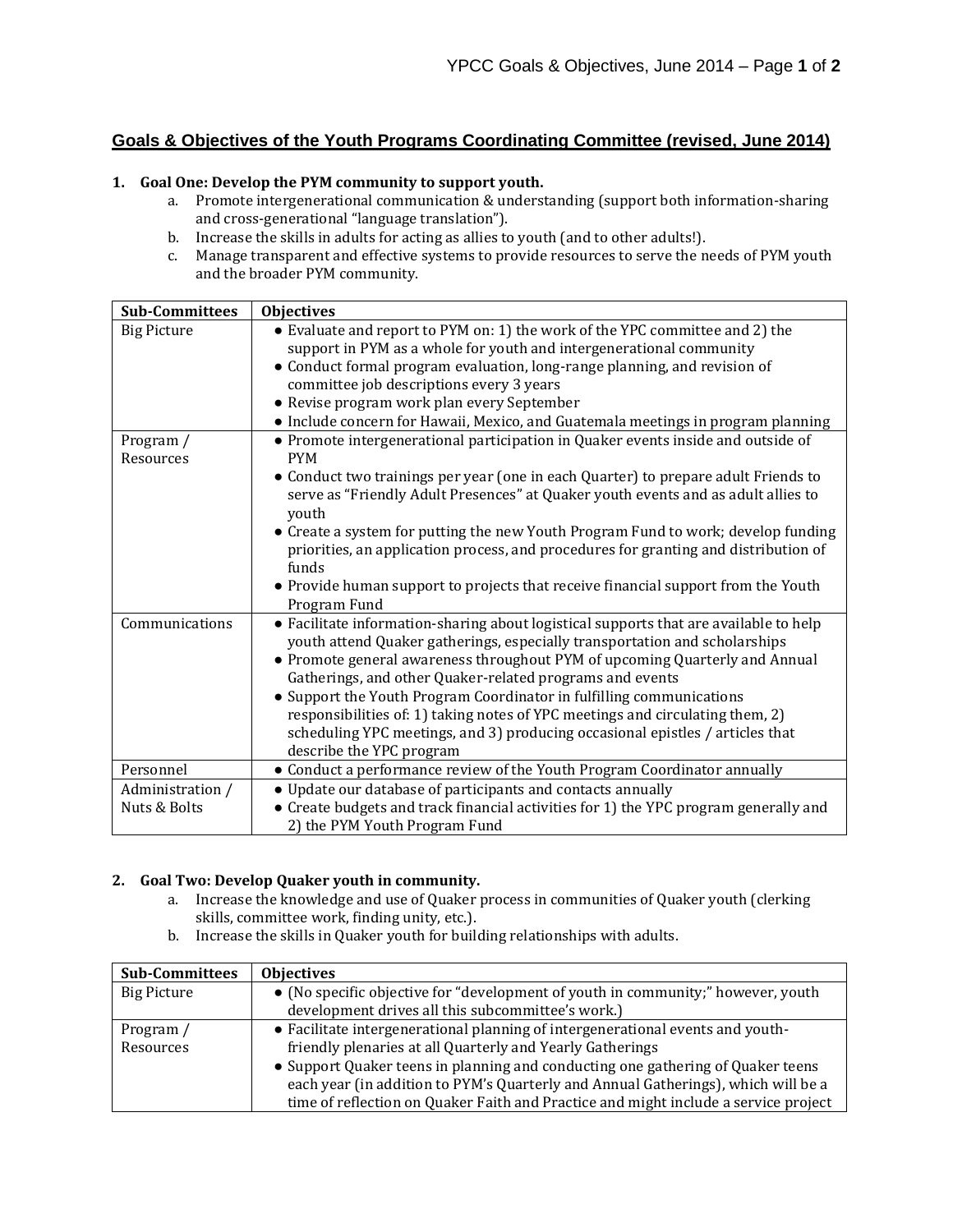## Goals & Objectives of the Youth Programs Coordinating Committee (revised, June 2014)

1. **Goal One: Develop the PYM community to support youth.**
    a. Promote intergenerational communication & understanding (support both information-sharing and cross-generational "language translation").
    b. Increase the skills in adults for acting as allies to youth (and to other adults!).
    c. Manage transparent and effective systems to provide resources to serve the needs of PYM youth and the broader PYM community.

| Sub-Committees | Objectives |
|---|---|
| Big Picture | ● Evaluate and report to PYM on: 1) the work of the YPC committee and 2) the support in PYM as a whole for youth and intergenerational community<br>● Conduct formal program evaluation, long-range planning, and revision of committee job descriptions every 3 years<br>● Revise program work plan every September<br>● Include concern for Hawaii, Mexico, and Guatemala meetings in program planning |
| Program / Resources | ● Promote intergenerational participation in Quaker events inside and outside of PYM<br>● Conduct two trainings per year (one in each Quarter) to prepare adult Friends to serve as "Friendly Adult Presences" at Quaker youth events and as adult allies to youth<br>● Create a system for putting the new Youth Program Fund to work; develop funding priorities, an application process, and procedures for granting and distribution of funds<br>● Provide human support to projects that receive financial support from the Youth Program Fund |
| Communications | ● Facilitate information-sharing about logistical supports that are available to help youth attend Quaker gatherings, especially transportation and scholarships<br>● Promote general awareness throughout PYM of upcoming Quarterly and Annual Gatherings, and other Quaker-related programs and events<br>● Support the Youth Program Coordinator in fulfilling communications responsibilities of: 1) taking notes of YPC meetings and circulating them, 2) scheduling YPC meetings, and 3) producing occasional epistles / articles that describe the YPC program |
| Personnel | ● Conduct a performance review of the Youth Program Coordinator annually |
| Administration / Nuts & Bolts | ● Update our database of participants and contacts annually<br>● Create budgets and track financial activities for 1) the YPC program generally and 2) the PYM Youth Program Fund |

2. **Goal Two: Develop Quaker youth in community.**
    a. Increase the knowledge and use of Quaker process in communities of Quaker youth (clerking skills, committee work, finding unity, etc.).
    b. Increase the skills in Quaker youth for building relationships with adults.

| Sub-Committees | Objectives |
|---|---|
| Big Picture | ● (No specific objective for "development of youth in community;" however, youth development drives all this subcommittee's work.) |
| Program / Resources | ● Facilitate intergenerational planning of intergenerational events and youth-friendly plenaries at all Quarterly and Yearly Gatherings<br>● Support Quaker teens in planning and conducting one gathering of Quaker teens each year (in addition to PYM's Quarterly and Annual Gatherings), which will be a time of reflection on Quaker Faith and Practice and might include a service project |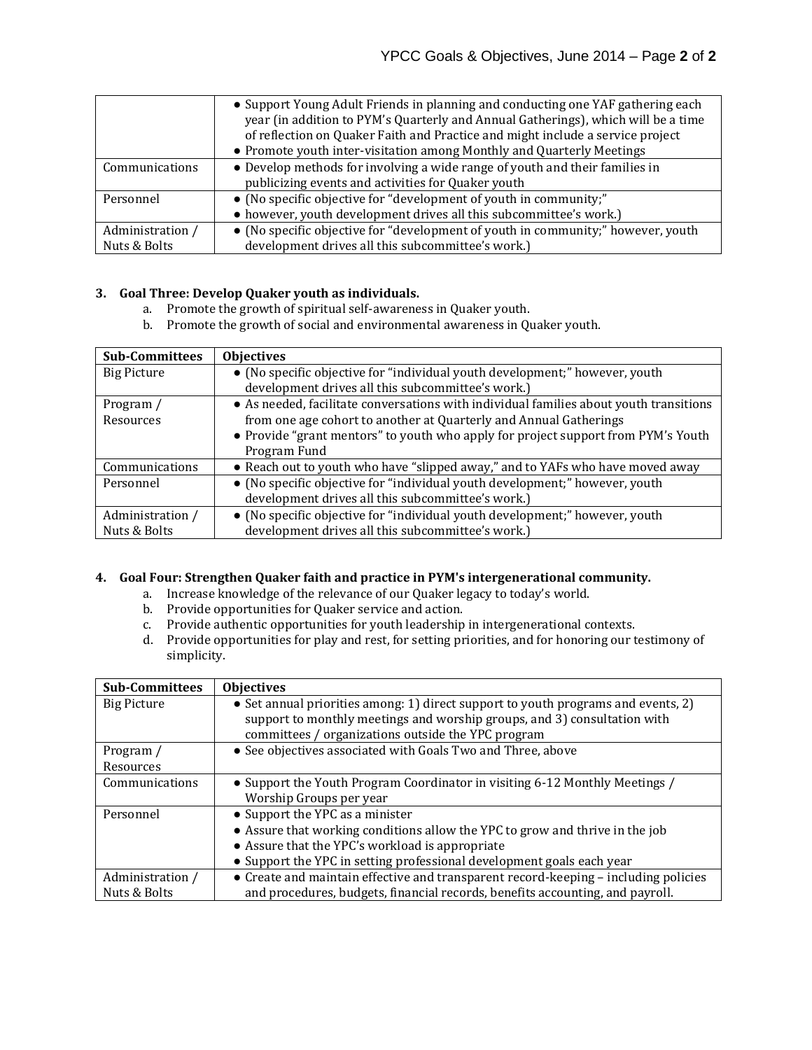| | |
|---|---|
| | • Support Young Adult Friends in planning and conducting one YAF gathering each year (in addition to PYM's Quarterly and Annual Gatherings), which will be a time of reflection on Quaker Faith and Practice and might include a service project<br>• Promote youth inter-visitation among Monthly and Quarterly Meetings |
| Communications | • Develop methods for involving a wide range of youth and their families in publicizing events and activities for Quaker youth |
| Personnel | • (No specific objective for "development of youth in community;"<br>• however, youth development drives all this subcommittee's work.) |
| Administration / Nuts & Bolts | • (No specific objective for "development of youth in community;" however, youth development drives all this subcommittee's work.) |

3. **Goal Three: Develop Quaker youth as individuals.**
    a. Promote the growth of spiritual self-awareness in Quaker youth.
    b. Promote the growth of social and environmental awareness in Quaker youth.

| **Sub-Committees** | **Objectives** |
|---|---|
| Big Picture | • (No specific objective for "individual youth development;" however, youth development drives all this subcommittee's work.) |
| Program / Resources | • As needed, facilitate conversations with individual families about youth transitions from one age cohort to another at Quarterly and Annual Gatherings<br>• Provide "grant mentors" to youth who apply for project support from PYM's Youth Program Fund |
| Communications | • Reach out to youth who have "slipped away," and to YAFs who have moved away |
| Personnel | • (No specific objective for "individual youth development;" however, youth development drives all this subcommittee's work.) |
| Administration / Nuts & Bolts | • (No specific objective for "individual youth development;" however, youth development drives all this subcommittee's work.) |

4. **Goal Four: Strengthen Quaker faith and practice in PYM's intergenerational community.**
    a. Increase knowledge of the relevance of our Quaker legacy to today's world.
    b. Provide opportunities for Quaker service and action.
    c. Provide authentic opportunities for youth leadership in intergenerational contexts.
    d. Provide opportunities for play and rest, for setting priorities, and for honoring our testimony of simplicity.

| **Sub-Committees** | **Objectives** |
|---|---|
| Big Picture | • Set annual priorities among: 1) direct support to youth programs and events, 2) support to monthly meetings and worship groups, and 3) consultation with committees / organizations outside the YPC program |
| Program / Resources | • See objectives associated with Goals Two and Three, above |
| Communications | • Support the Youth Program Coordinator in visiting 6-12 Monthly Meetings / Worship Groups per year |
| Personnel | • Support the YPC as a minister<br>• Assure that working conditions allow the YPC to grow and thrive in the job<br>• Assure that the YPC's workload is appropriate<br>• Support the YPC in setting professional development goals each year |
| Administration / Nuts & Bolts | • Create and maintain effective and transparent record-keeping – including policies and procedures, budgets, financial records, benefits accounting, and payroll. |